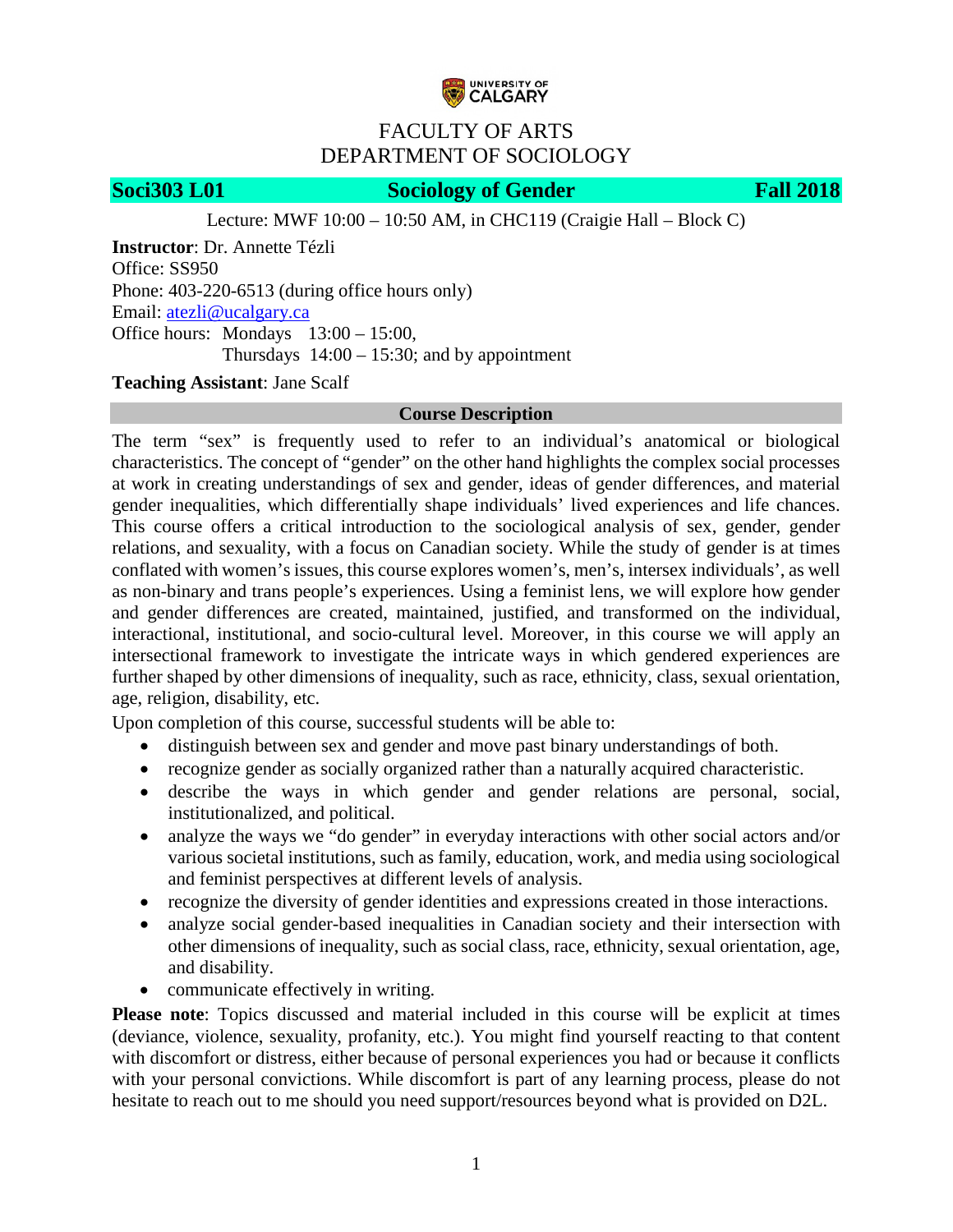FACULTY OF ARTS
DEPARTMENT OF SOCIOLOGY

**Soci303 L01 — Sociology of Gender — Fall 2018**

Lecture: MWF 10:00 – 10:50 AM, in CHC119 (Craigie Hall – Block C)

**Instructor**: Dr. Annette Tézli
Office: SS950
Phone: 403-220-6513 (during office hours only)
Email: atezli@ucalgary.ca
Office hours: Mondays 13:00 – 15:00,
Thursdays 14:00 – 15:30; and by appointment

**Teaching Assistant**: Jane Scalf

## Course Description

The term "sex" is frequently used to refer to an individual's anatomical or biological characteristics. The concept of "gender" on the other hand highlights the complex social processes at work in creating understandings of sex and gender, ideas of gender differences, and material gender inequalities, which differentially shape individuals' lived experiences and life chances. This course offers a critical introduction to the sociological analysis of sex, gender, gender relations, and sexuality, with a focus on Canadian society. While the study of gender is at times conflated with women's issues, this course explores women's, men's, intersex individuals', as well as non-binary and trans people's experiences. Using a feminist lens, we will explore how gender and gender differences are created, maintained, justified, and transformed on the individual, interactional, institutional, and socio-cultural level. Moreover, in this course we will apply an intersectional framework to investigate the intricate ways in which gendered experiences are further shaped by other dimensions of inequality, such as race, ethnicity, class, sexual orientation, age, religion, disability, etc.

Upon completion of this course, successful students will be able to:

- distinguish between sex and gender and move past binary understandings of both.
- recognize gender as socially organized rather than a naturally acquired characteristic.
- describe the ways in which gender and gender relations are personal, social, institutionalized, and political.
- analyze the ways we "do gender" in everyday interactions with other social actors and/or various societal institutions, such as family, education, work, and media using sociological and feminist perspectives at different levels of analysis.
- recognize the diversity of gender identities and expressions created in those interactions.
- analyze social gender-based inequalities in Canadian society and their intersection with other dimensions of inequality, such as social class, race, ethnicity, sexual orientation, age, and disability.
- communicate effectively in writing.

**Please note**: Topics discussed and material included in this course will be explicit at times (deviance, violence, sexuality, profanity, etc.). You might find yourself reacting to that content with discomfort or distress, either because of personal experiences you had or because it conflicts with your personal convictions. While discomfort is part of any learning process, please do not hesitate to reach out to me should you need support/resources beyond what is provided on D2L.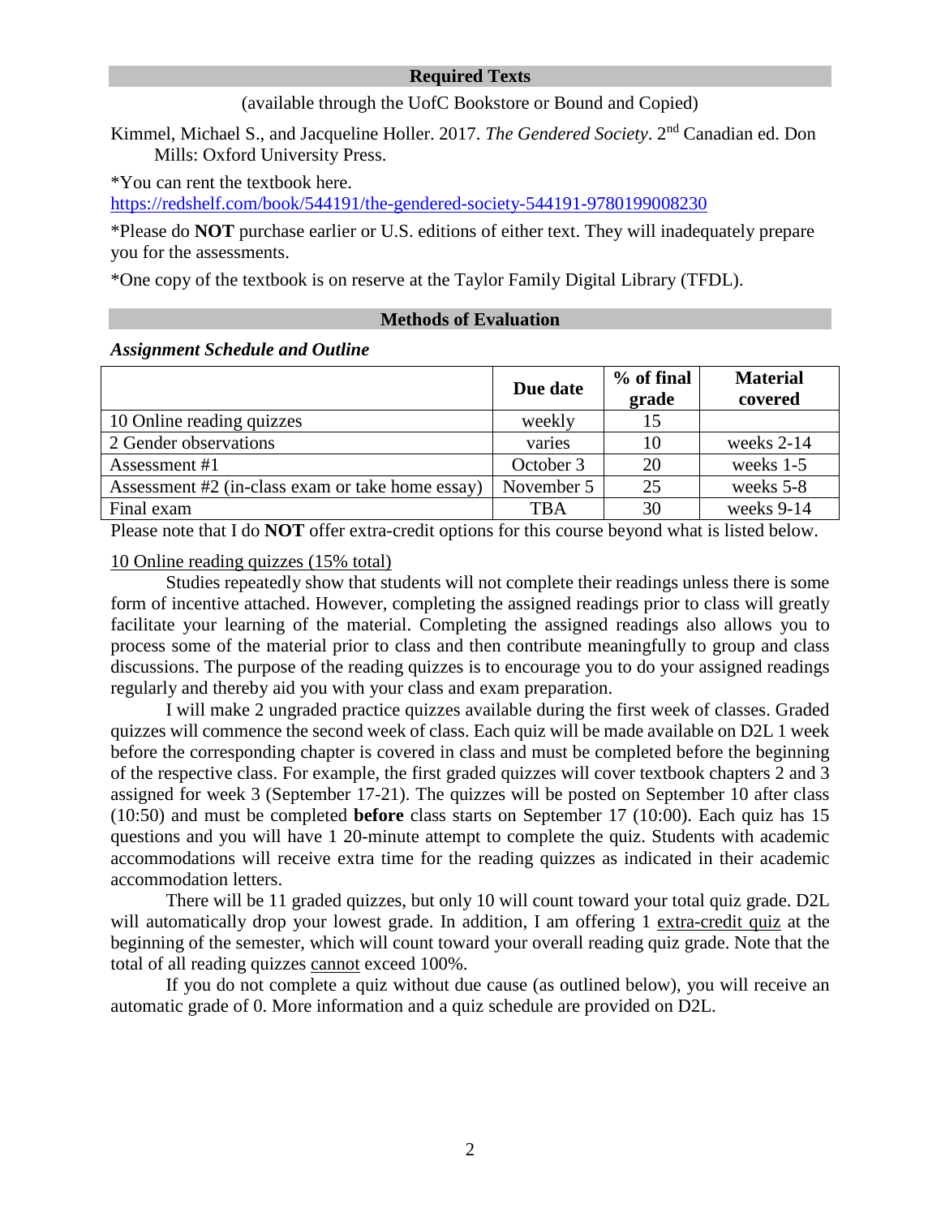## Required Texts

(available through the UofC Bookstore or Bound and Copied)

Kimmel, Michael S., and Jacqueline Holler. 2017. *The Gendered Society*. 2nd Canadian ed. Don Mills: Oxford University Press.

*You can rent the textbook here.
https://redshelf.com/book/544191/the-gendered-society-544191-9780199008230

*Please do **NOT** purchase earlier or U.S. editions of either text. They will inadequately prepare you for the assessments.

*One copy of the textbook is on reserve at the Taylor Family Digital Library (TFDL).

## Methods of Evaluation

***Assignment Schedule and Outline***

| | Due date | % of final grade | Material covered |
|---|---|---|---|
| 10 Online reading quizzes | weekly | 15 | |
| 2 Gender observations | varies | 10 | weeks 2-14 |
| Assessment #1 | October 3 | 20 | weeks 1-5 |
| Assessment #2 (in-class exam or take home essay) | November 5 | 25 | weeks 5-8 |
| Final exam | TBA | 30 | weeks 9-14 |

Please note that I do **NOT** offer extra-credit options for this course beyond what is listed below.

<u>10 Online reading quizzes (15% total)</u>

Studies repeatedly show that students will not complete their readings unless there is some form of incentive attached. However, completing the assigned readings prior to class will greatly facilitate your learning of the material. Completing the assigned readings also allows you to process some of the material prior to class and then contribute meaningfully to group and class discussions. The purpose of the reading quizzes is to encourage you to do your assigned readings regularly and thereby aid you with your class and exam preparation.

I will make 2 ungraded practice quizzes available during the first week of classes. Graded quizzes will commence the second week of class. Each quiz will be made available on D2L 1 week before the corresponding chapter is covered in class and must be completed before the beginning of the respective class. For example, the first graded quizzes will cover textbook chapters 2 and 3 assigned for week 3 (September 17-21). The quizzes will be posted on September 10 after class (10:50) and must be completed **before** class starts on September 17 (10:00). Each quiz has 15 questions and you will have 1 20-minute attempt to complete the quiz. Students with academic accommodations will receive extra time for the reading quizzes as indicated in their academic accommodation letters.

There will be 11 graded quizzes, but only 10 will count toward your total quiz grade. D2L will automatically drop your lowest grade. In addition, I am offering 1 <u>extra-credit quiz</u> at the beginning of the semester, which will count toward your overall reading quiz grade. Note that the total of all reading quizzes <u>cannot</u> exceed 100%.

If you do not complete a quiz without due cause (as outlined below), you will receive an automatic grade of 0. More information and a quiz schedule are provided on D2L.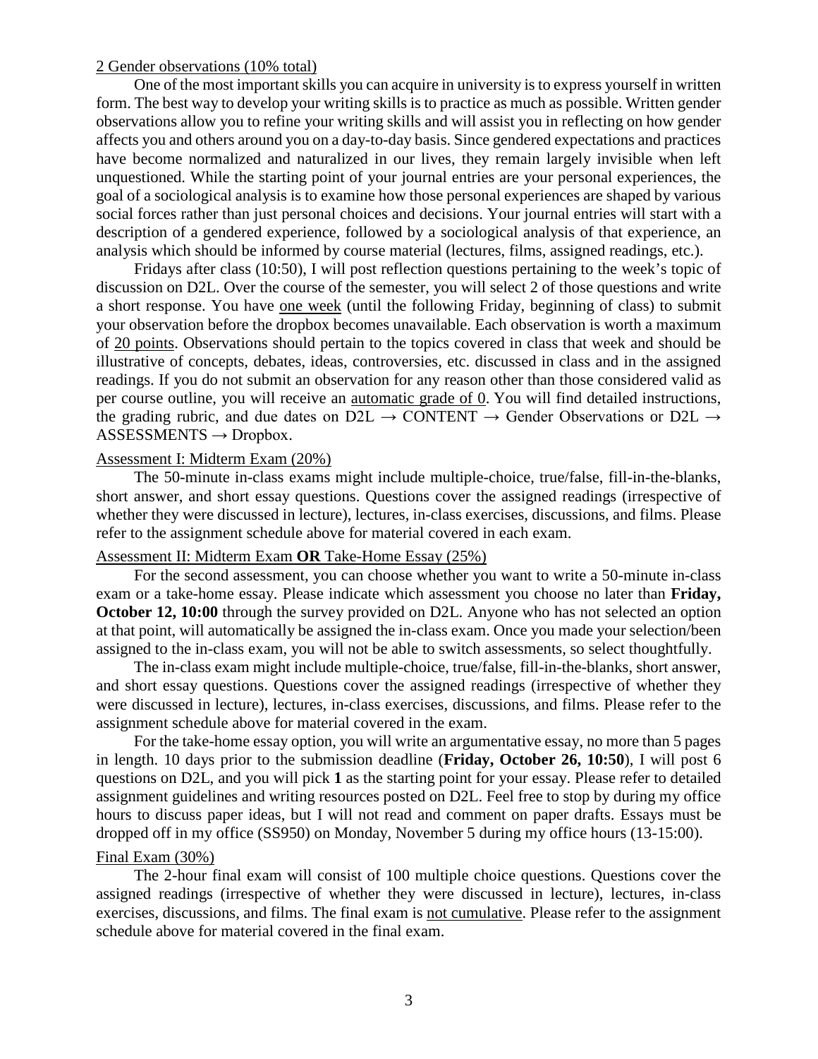## 2 Gender observations (10% total)

One of the most important skills you can acquire in university is to express yourself in written form. The best way to develop your writing skills is to practice as much as possible. Written gender observations allow you to refine your writing skills and will assist you in reflecting on how gender affects you and others around you on a day-to-day basis. Since gendered expectations and practices have become normalized and naturalized in our lives, they remain largely invisible when left unquestioned. While the starting point of your journal entries are your personal experiences, the goal of a sociological analysis is to examine how those personal experiences are shaped by various social forces rather than just personal choices and decisions. Your journal entries will start with a description of a gendered experience, followed by a sociological analysis of that experience, an analysis which should be informed by course material (lectures, films, assigned readings, etc.).

Fridays after class (10:50), I will post reflection questions pertaining to the week's topic of discussion on D2L. Over the course of the semester, you will select 2 of those questions and write a short response. You have one week (until the following Friday, beginning of class) to submit your observation before the dropbox becomes unavailable. Each observation is worth a maximum of 20 points. Observations should pertain to the topics covered in class that week and should be illustrative of concepts, debates, ideas, controversies, etc. discussed in class and in the assigned readings. If you do not submit an observation for any reason other than those considered valid as per course outline, you will receive an automatic grade of 0. You will find detailed instructions, the grading rubric, and due dates on D2L → CONTENT → Gender Observations or D2L → ASSESSMENTS → Dropbox.

## Assessment I: Midterm Exam (20%)

The 50-minute in-class exams might include multiple-choice, true/false, fill-in-the-blanks, short answer, and short essay questions. Questions cover the assigned readings (irrespective of whether they were discussed in lecture), lectures, in-class exercises, discussions, and films. Please refer to the assignment schedule above for material covered in each exam.

## Assessment II: Midterm Exam **OR** Take-Home Essay (25%)

For the second assessment, you can choose whether you want to write a 50-minute in-class exam or a take-home essay. Please indicate which assessment you choose no later than **Friday, October 12, 10:00** through the survey provided on D2L. Anyone who has not selected an option at that point, will automatically be assigned the in-class exam. Once you made your selection/been assigned to the in-class exam, you will not be able to switch assessments, so select thoughtfully.

The in-class exam might include multiple-choice, true/false, fill-in-the-blanks, short answer, and short essay questions. Questions cover the assigned readings (irrespective of whether they were discussed in lecture), lectures, in-class exercises, discussions, and films. Please refer to the assignment schedule above for material covered in the exam.

For the take-home essay option, you will write an argumentative essay, no more than 5 pages in length. 10 days prior to the submission deadline (**Friday, October 26, 10:50**), I will post 6 questions on D2L, and you will pick **1** as the starting point for your essay. Please refer to detailed assignment guidelines and writing resources posted on D2L. Feel free to stop by during my office hours to discuss paper ideas, but I will not read and comment on paper drafts. Essays must be dropped off in my office (SS950) on Monday, November 5 during my office hours (13-15:00).

## Final Exam (30%)

The 2-hour final exam will consist of 100 multiple choice questions. Questions cover the assigned readings (irrespective of whether they were discussed in lecture), lectures, in-class exercises, discussions, and films. The final exam is not cumulative. Please refer to the assignment schedule above for material covered in the final exam.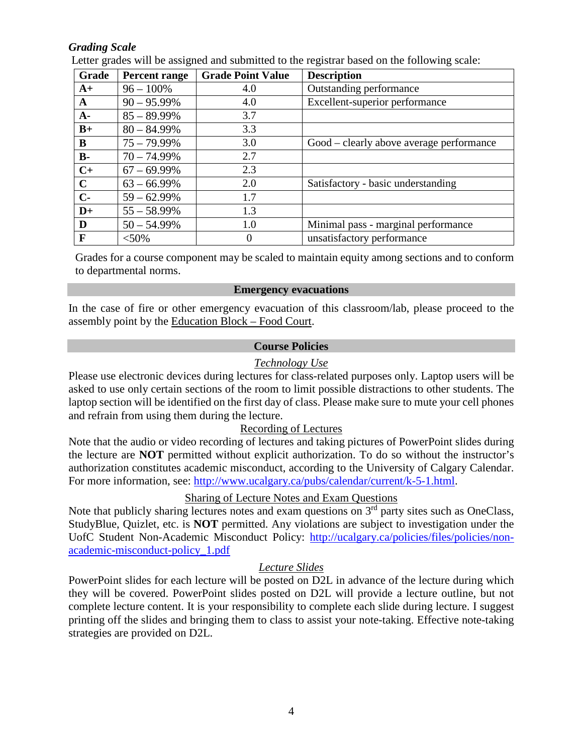### *Grading Scale*

Letter grades will be assigned and submitted to the registrar based on the following scale:

| Grade | Percent range | Grade Point Value | Description |
|---|---|---|---|
| **A+** | 96 – 100% | 4.0 | Outstanding performance |
| **A** | 90 – 95.99% | 4.0 | Excellent-superior performance |
| **A-** | 85 – 89.99% | 3.7 | |
| **B+** | 80 – 84.99% | 3.3 | |
| **B** | 75 – 79.99% | 3.0 | Good – clearly above average performance |
| **B-** | 70 – 74.99% | 2.7 | |
| **C+** | 67 – 69.99% | 2.3 | |
| **C** | 63 – 66.99% | 2.0 | Satisfactory - basic understanding |
| **C-** | 59 – 62.99% | 1.7 | |
| **D+** | 55 – 58.99% | 1.3 | |
| **D** | 50 – 54.99% | 1.0 | Minimal pass - marginal performance |
| **F** | <50% | 0 | unsatisfactory performance |

Grades for a course component may be scaled to maintain equity among sections and to conform to departmental norms.

## Emergency evacuations

In the case of fire or other emergency evacuation of this classroom/lab, please proceed to the assembly point by the Education Block – Food Court.

## Course Policies

### *Technology Use*

Please use electronic devices during lectures for class-related purposes only. Laptop users will be asked to use only certain sections of the room to limit possible distractions to other students. The laptop section will be identified on the first day of class. Please make sure to mute your cell phones and refrain from using them during the lecture.

### Recording of Lectures

Note that the audio or video recording of lectures and taking pictures of PowerPoint slides during the lecture are **NOT** permitted without explicit authorization. To do so without the instructor's authorization constitutes academic misconduct, according to the University of Calgary Calendar. For more information, see: http://www.ucalgary.ca/pubs/calendar/current/k-5-1.html.

### Sharing of Lecture Notes and Exam Questions

Note that publicly sharing lectures notes and exam questions on 3rd party sites such as OneClass, StudyBlue, Quizlet, etc. is **NOT** permitted. Any violations are subject to investigation under the UofC Student Non-Academic Misconduct Policy: http://ucalgary.ca/policies/files/policies/non-academic-misconduct-policy_1.pdf

### *Lecture Slides*

PowerPoint slides for each lecture will be posted on D2L in advance of the lecture during which they will be covered. PowerPoint slides posted on D2L will provide a lecture outline, but not complete lecture content. It is your responsibility to complete each slide during lecture. I suggest printing off the slides and bringing them to class to assist your note-taking. Effective note-taking strategies are provided on D2L.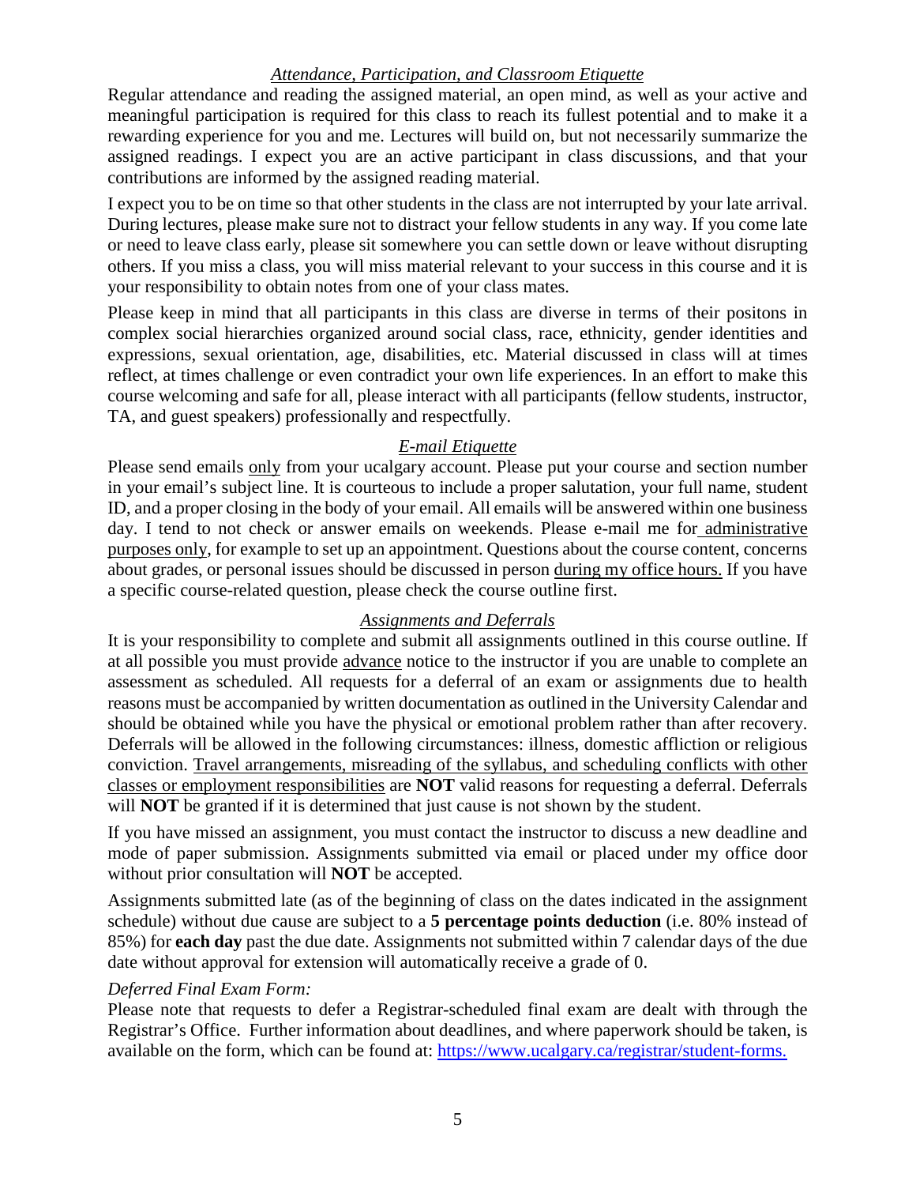*Attendance, Participation, and Classroom Etiquette*

Regular attendance and reading the assigned material, an open mind, as well as your active and meaningful participation is required for this class to reach its fullest potential and to make it a rewarding experience for you and me. Lectures will build on, but not necessarily summarize the assigned readings. I expect you are an active participant in class discussions, and that your contributions are informed by the assigned reading material.

I expect you to be on time so that other students in the class are not interrupted by your late arrival. During lectures, please make sure not to distract your fellow students in any way. If you come late or need to leave class early, please sit somewhere you can settle down or leave without disrupting others. If you miss a class, you will miss material relevant to your success in this course and it is your responsibility to obtain notes from one of your class mates.

Please keep in mind that all participants in this class are diverse in terms of their positons in complex social hierarchies organized around social class, race, ethnicity, gender identities and expressions, sexual orientation, age, disabilities, etc. Material discussed in class will at times reflect, at times challenge or even contradict your own life experiences. In an effort to make this course welcoming and safe for all, please interact with all participants (fellow students, instructor, TA, and guest speakers) professionally and respectfully.

*E-mail Etiquette*

Please send emails only from your ucalgary account. Please put your course and section number in your email's subject line. It is courteous to include a proper salutation, your full name, student ID, and a proper closing in the body of your email. All emails will be answered within one business day. I tend to not check or answer emails on weekends. Please e-mail me for administrative purposes only, for example to set up an appointment. Questions about the course content, concerns about grades, or personal issues should be discussed in person during my office hours. If you have a specific course-related question, please check the course outline first.

*Assignments and Deferrals*

It is your responsibility to complete and submit all assignments outlined in this course outline. If at all possible you must provide advance notice to the instructor if you are unable to complete an assessment as scheduled. All requests for a deferral of an exam or assignments due to health reasons must be accompanied by written documentation as outlined in the University Calendar and should be obtained while you have the physical or emotional problem rather than after recovery. Deferrals will be allowed in the following circumstances: illness, domestic affliction or religious conviction. Travel arrangements, misreading of the syllabus, and scheduling conflicts with other classes or employment responsibilities are **NOT** valid reasons for requesting a deferral. Deferrals will **NOT** be granted if it is determined that just cause is not shown by the student.

If you have missed an assignment, you must contact the instructor to discuss a new deadline and mode of paper submission. Assignments submitted via email or placed under my office door without prior consultation will **NOT** be accepted.

Assignments submitted late (as of the beginning of class on the dates indicated in the assignment schedule) without due cause are subject to a **5 percentage points deduction** (i.e. 80% instead of 85%) for **each day** past the due date. Assignments not submitted within 7 calendar days of the due date without approval for extension will automatically receive a grade of 0.

*Deferred Final Exam Form:*

Please note that requests to defer a Registrar-scheduled final exam are dealt with through the Registrar's Office. Further information about deadlines, and where paperwork should be taken, is available on the form, which can be found at: https://www.ucalgary.ca/registrar/student-forms.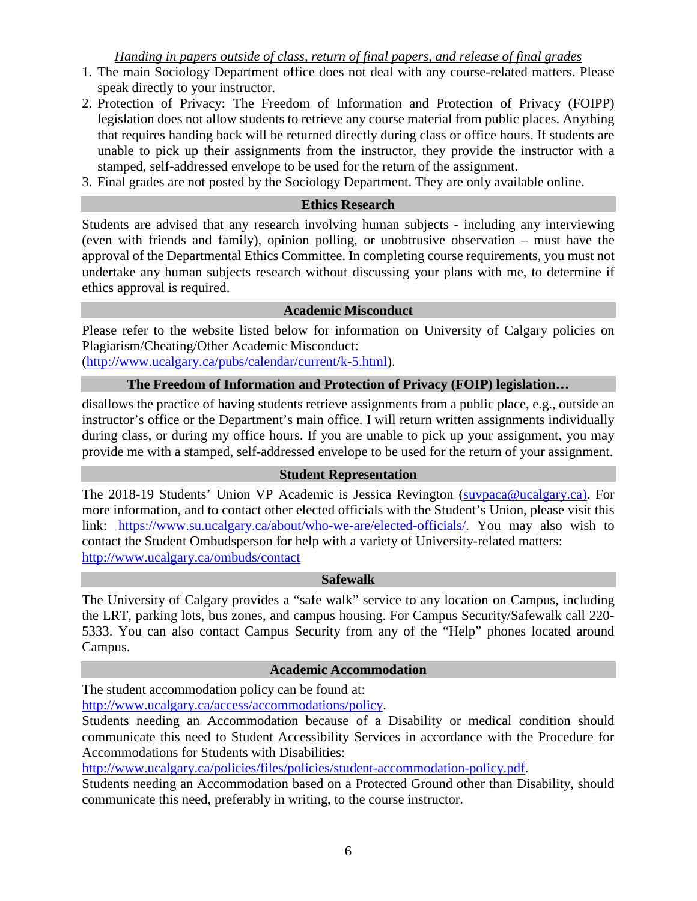*Handing in papers outside of class, return of final papers, and release of final grades*

1. The main Sociology Department office does not deal with any course-related matters. Please speak directly to your instructor.
2. Protection of Privacy: The Freedom of Information and Protection of Privacy (FOIPP) legislation does not allow students to retrieve any course material from public places. Anything that requires handing back will be returned directly during class or office hours. If students are unable to pick up their assignments from the instructor, they provide the instructor with a stamped, self-addressed envelope to be used for the return of the assignment.
3. Final grades are not posted by the Sociology Department. They are only available online.

## Ethics Research

Students are advised that any research involving human subjects - including any interviewing (even with friends and family), opinion polling, or unobtrusive observation – must have the approval of the Departmental Ethics Committee. In completing course requirements, you must not undertake any human subjects research without discussing your plans with me, to determine if ethics approval is required.

## Academic Misconduct

Please refer to the website listed below for information on University of Calgary policies on Plagiarism/Cheating/Other Academic Misconduct:
(http://www.ucalgary.ca/pubs/calendar/current/k-5.html).

## The Freedom of Information and Protection of Privacy (FOIP) legislation…

disallows the practice of having students retrieve assignments from a public place, e.g., outside an instructor's office or the Department's main office. I will return written assignments individually during class, or during my office hours. If you are unable to pick up your assignment, you may provide me with a stamped, self-addressed envelope to be used for the return of your assignment.

## Student Representation

The 2018-19 Students' Union VP Academic is Jessica Revington (suvpaca@ucalgary.ca). For more information, and to contact other elected officials with the Student's Union, please visit this link: https://www.su.ucalgary.ca/about/who-we-are/elected-officials/. You may also wish to contact the Student Ombudsperson for help with a variety of University-related matters: http://www.ucalgary.ca/ombuds/contact

## Safewalk

The University of Calgary provides a "safe walk" service to any location on Campus, including the LRT, parking lots, bus zones, and campus housing. For Campus Security/Safewalk call 220-5333. You can also contact Campus Security from any of the "Help" phones located around Campus.

## Academic Accommodation

The student accommodation policy can be found at:
http://www.ucalgary.ca/access/accommodations/policy.
Students needing an Accommodation because of a Disability or medical condition should communicate this need to Student Accessibility Services in accordance with the Procedure for Accommodations for Students with Disabilities:
http://www.ucalgary.ca/policies/files/policies/student-accommodation-policy.pdf.
Students needing an Accommodation based on a Protected Ground other than Disability, should communicate this need, preferably in writing, to the course instructor.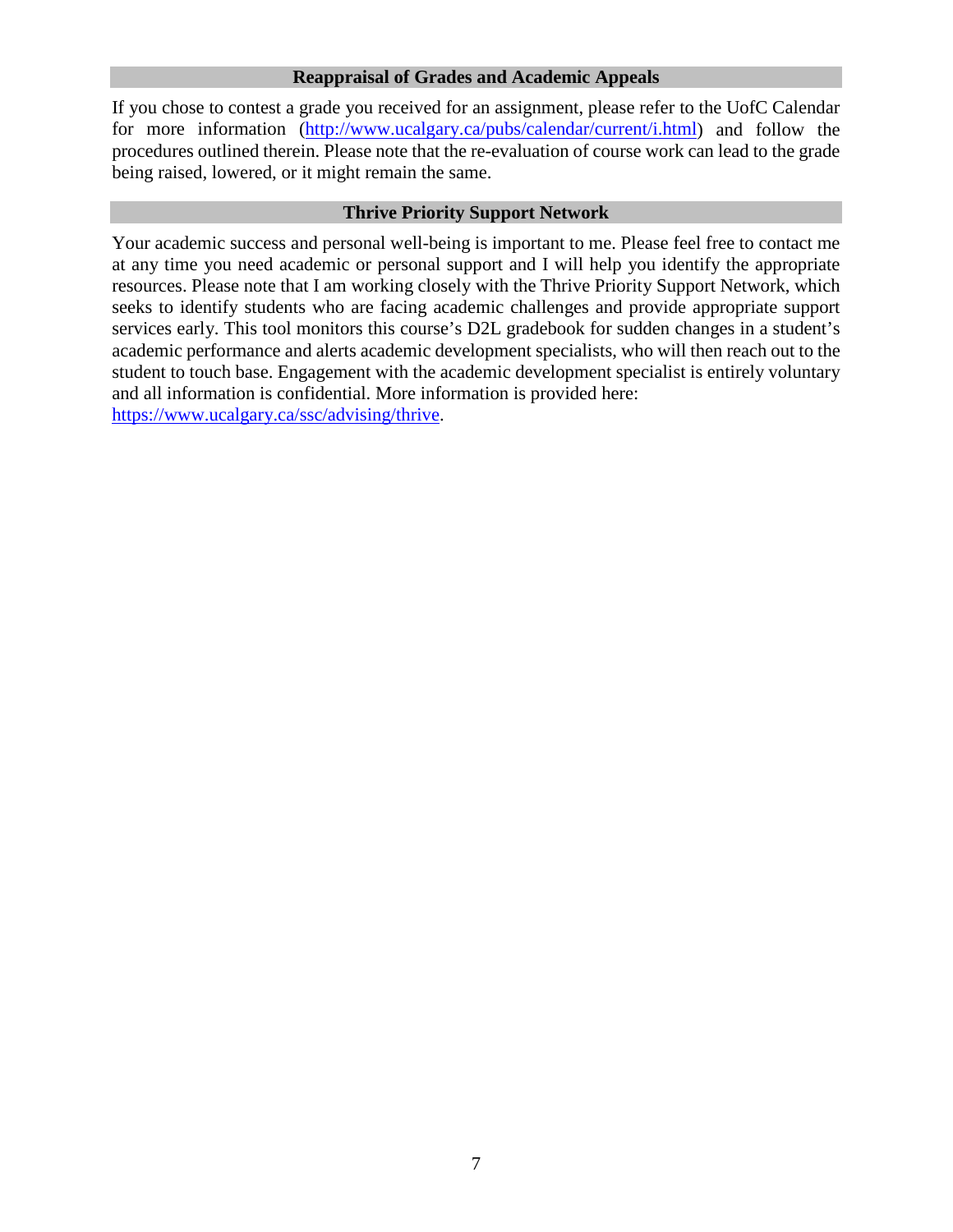## Reappraisal of Grades and Academic Appeals

If you chose to contest a grade you received for an assignment, please refer to the UofC Calendar for more information (http://www.ucalgary.ca/pubs/calendar/current/i.html) and follow the procedures outlined therein. Please note that the re-evaluation of course work can lead to the grade being raised, lowered, or it might remain the same.

## Thrive Priority Support Network

Your academic success and personal well-being is important to me. Please feel free to contact me at any time you need academic or personal support and I will help you identify the appropriate resources. Please note that I am working closely with the Thrive Priority Support Network, which seeks to identify students who are facing academic challenges and provide appropriate support services early. This tool monitors this course's D2L gradebook for sudden changes in a student's academic performance and alerts academic development specialists, who will then reach out to the student to touch base. Engagement with the academic development specialist is entirely voluntary and all information is confidential. More information is provided here: https://www.ucalgary.ca/ssc/advising/thrive.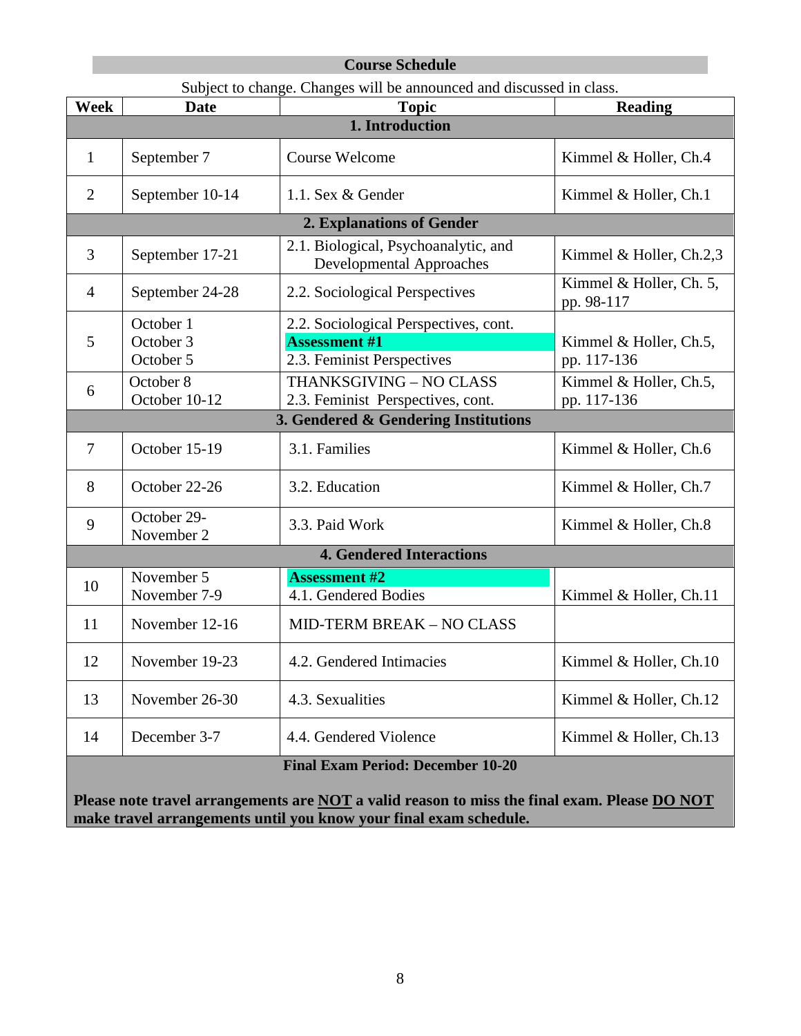## Course Schedule

Subject to change. Changes will be announced and discussed in class.

| Week | Date | Topic | Reading |
|---|---|---|---|
| **1. Introduction** | | | |
| 1 | September 7 | Course Welcome | Kimmel & Holler, Ch.4 |
| 2 | September 10-14 | 1.1. Sex & Gender | Kimmel & Holler, Ch.1 |
| **2. Explanations of Gender** | | | |
| 3 | September 17-21 | 2.1. Biological, Psychoanalytic, and Developmental Approaches | Kimmel & Holler, Ch.2,3 |
| 4 | September 24-28 | 2.2. Sociological Perspectives | Kimmel & Holler, Ch. 5, pp. 98-117 |
| 5 | October 1<br>October 3<br>October 5 | 2.2. Sociological Perspectives, cont.<br>**Assessment #1**<br>2.3. Feminist Perspectives | Kimmel & Holler, Ch.5, pp. 117-136 |
| 6 | October 8<br>October 10-12 | THANKSGIVING – NO CLASS<br>2.3. Feminist Perspectives, cont. | Kimmel & Holler, Ch.5, pp. 117-136 |
| **3. Gendered & Gendering Institutions** | | | |
| 7 | October 15-19 | 3.1. Families | Kimmel & Holler, Ch.6 |
| 8 | October 22-26 | 3.2. Education | Kimmel & Holler, Ch.7 |
| 9 | October 29-November 2 | 3.3. Paid Work | Kimmel & Holler, Ch.8 |
| **4. Gendered Interactions** | | | |
| 10 | November 5<br>November 7-9 | **Assessment #2**<br>4.1. Gendered Bodies | Kimmel & Holler, Ch.11 |
| 11 | November 12-16 | MID-TERM BREAK – NO CLASS | |
| 12 | November 19-23 | 4.2. Gendered Intimacies | Kimmel & Holler, Ch.10 |
| 13 | November 26-30 | 4.3. Sexualities | Kimmel & Holler, Ch.12 |
| 14 | December 3-7 | 4.4. Gendered Violence | Kimmel & Holler, Ch.13 |

**Final Exam Period: December 10-20**

**Please note travel arrangements are <u>NOT</u> a valid reason to miss the final exam. Please <u>DO NOT</u> make travel arrangements until you know your final exam schedule.**